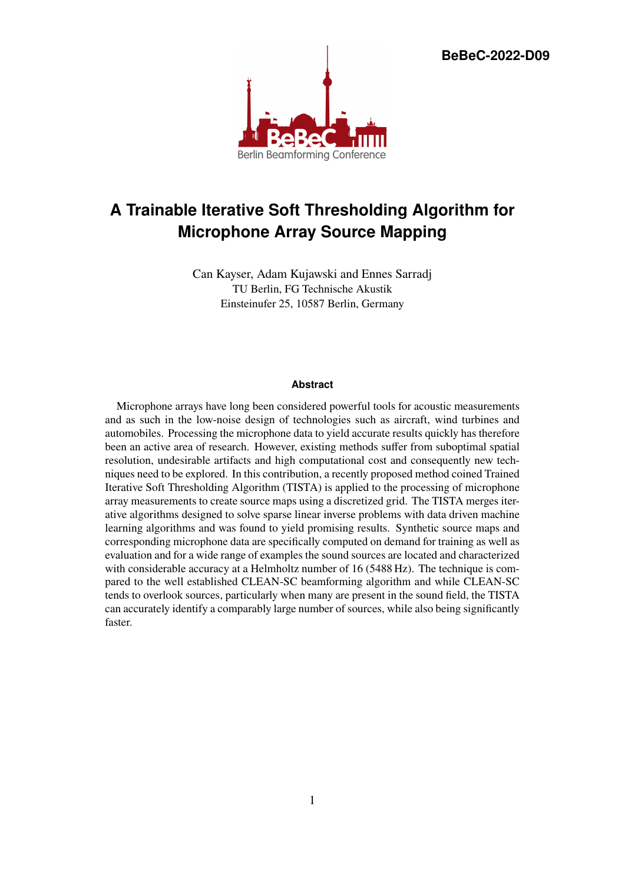BeBeC-2022-D09

# A Trainable Iterative Soft Thresholding Algorithm for Microphone Array Source Mapping

Can Kayser, Adam Kujawski and Ennes Sarradj
TU Berlin, FG Technische Akustik
Einsteinufer 25, 10587 Berlin, Germany

## Abstract

Microphone arrays have long been considered powerful tools for acoustic measurements and as such in the low-noise design of technologies such as aircraft, wind turbines and automobiles. Processing the microphone data to yield accurate results quickly has therefore been an active area of research. However, existing methods suffer from suboptimal spatial resolution, undesirable artifacts and high computational cost and consequently new techniques need to be explored. In this contribution, a recently proposed method coined Trained Iterative Soft Thresholding Algorithm (TISTA) is applied to the processing of microphone array measurements to create source maps using a discretized grid. The TISTA merges iterative algorithms designed to solve sparse linear inverse problems with data driven machine learning algorithms and was found to yield promising results. Synthetic source maps and corresponding microphone data are specifically computed on demand for training as well as evaluation and for a wide range of examples the sound sources are located and characterized with considerable accuracy at a Helmholtz number of 16 (5488 Hz). The technique is compared to the well established CLEAN-SC beamforming algorithm and while CLEAN-SC tends to overlook sources, particularly when many are present in the sound field, the TISTA can accurately identify a comparably large number of sources, while also being significantly faster.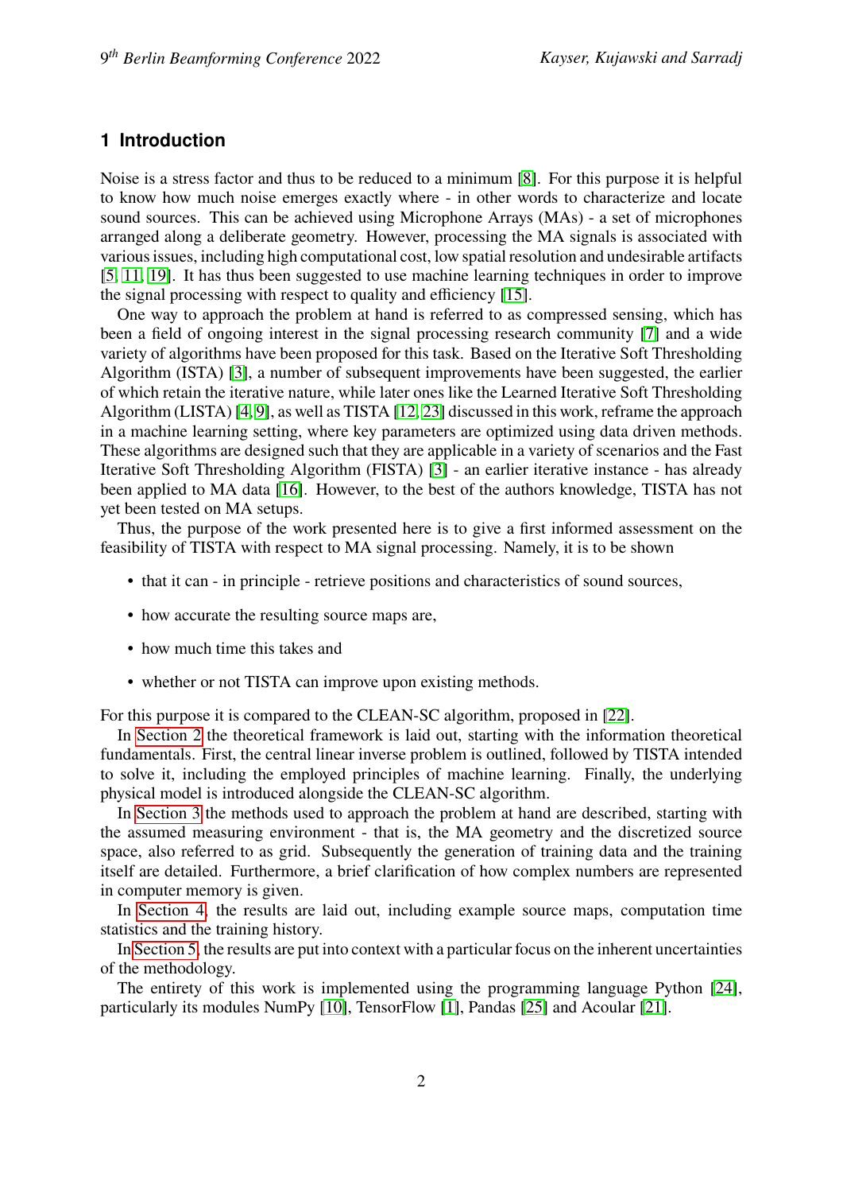# 1 Introduction

Noise is a stress factor and thus to be reduced to a minimum [8]. For this purpose it is helpful to know how much noise emerges exactly where - in other words to characterize and locate sound sources. This can be achieved using Microphone Arrays (MAs) - a set of microphones arranged along a deliberate geometry. However, processing the MA signals is associated with various issues, including high computational cost, low spatial resolution and undesirable artifacts [5, 11, 19]. It has thus been suggested to use machine learning techniques in order to improve the signal processing with respect to quality and efficiency [15].

One way to approach the problem at hand is referred to as compressed sensing, which has been a field of ongoing interest in the signal processing research community [7] and a wide variety of algorithms have been proposed for this task. Based on the Iterative Soft Thresholding Algorithm (ISTA) [3], a number of subsequent improvements have been suggested, the earlier of which retain the iterative nature, while later ones like the Learned Iterative Soft Thresholding Algorithm (LISTA) [4, 9], as well as TISTA [12, 23] discussed in this work, reframe the approach in a machine learning setting, where key parameters are optimized using data driven methods. These algorithms are designed such that they are applicable in a variety of scenarios and the Fast Iterative Soft Thresholding Algorithm (FISTA) [3] - an earlier iterative instance - has already been applied to MA data [16]. However, to the best of the authors knowledge, TISTA has not yet been tested on MA setups.

Thus, the purpose of the work presented here is to give a first informed assessment on the feasibility of TISTA with respect to MA signal processing. Namely, it is to be shown

- that it can - in principle - retrieve positions and characteristics of sound sources,
- how accurate the resulting source maps are,
- how much time this takes and
- whether or not TISTA can improve upon existing methods.

For this purpose it is compared to the CLEAN-SC algorithm, proposed in [22].

In Section 2 the theoretical framework is laid out, starting with the information theoretical fundamentals. First, the central linear inverse problem is outlined, followed by TISTA intended to solve it, including the employed principles of machine learning. Finally, the underlying physical model is introduced alongside the CLEAN-SC algorithm.

In Section 3 the methods used to approach the problem at hand are described, starting with the assumed measuring environment - that is, the MA geometry and the discretized source space, also referred to as grid. Subsequently the generation of training data and the training itself are detailed. Furthermore, a brief clarification of how complex numbers are represented in computer memory is given.

In Section 4, the results are laid out, including example source maps, computation time statistics and the training history.

In Section 5, the results are put into context with a particular focus on the inherent uncertainties of the methodology.

The entirety of this work is implemented using the programming language Python [24], particularly its modules NumPy [10], TensorFlow [1], Pandas [25] and Acoular [21].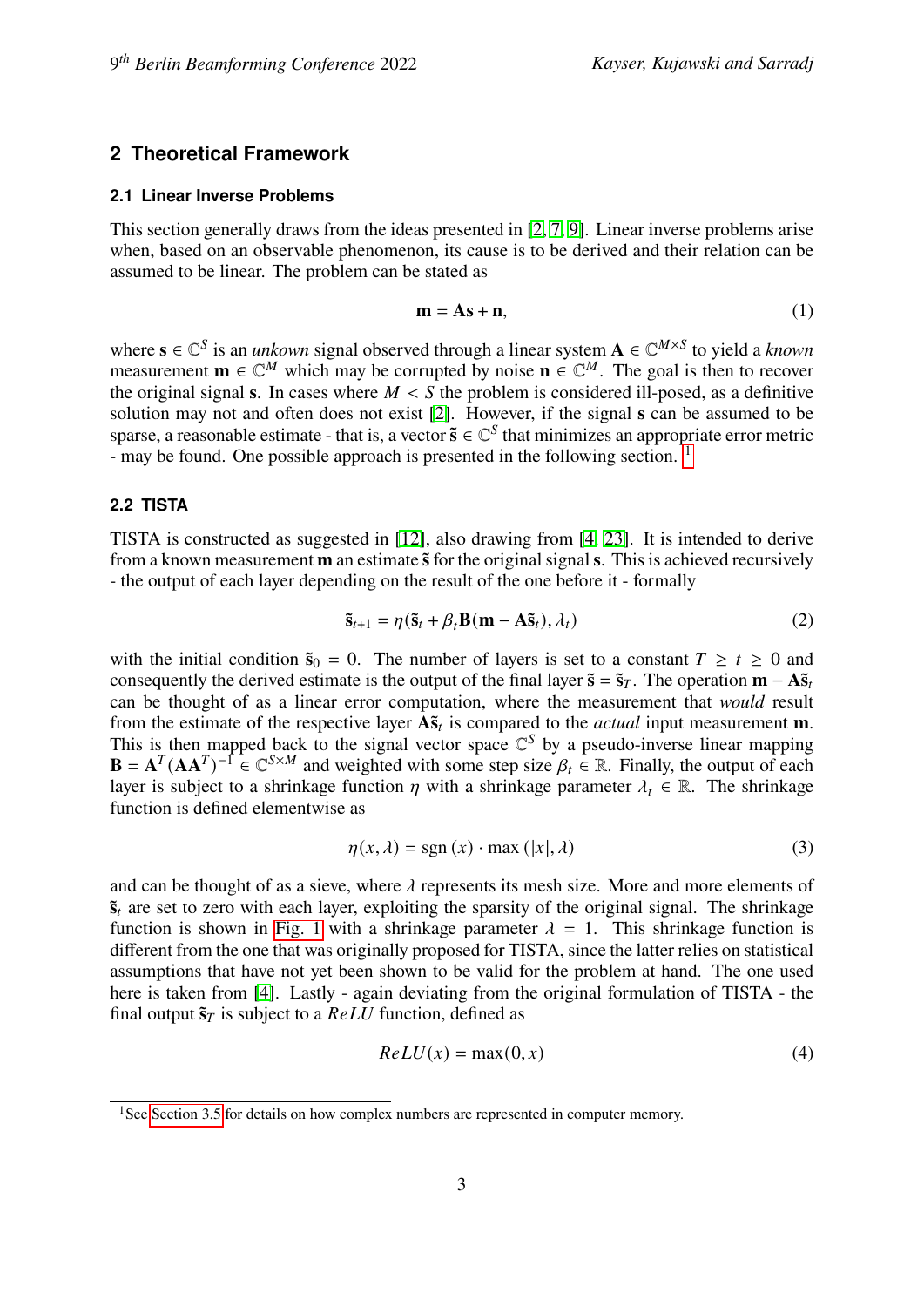## 2 Theoretical Framework

### 2.1 Linear Inverse Problems

This section generally draws from the ideas presented in [2, 7, 9]. Linear inverse problems arise when, based on an observable phenomenon, its cause is to be derived and their relation can be assumed to be linear. The problem can be stated as

$$\mathbf{m} = \mathbf{A}\mathbf{s} + \mathbf{n}, \tag{1}$$

where $\mathbf{s} \in \mathbb{C}^S$ is an *unkown* signal observed through a linear system $\mathbf{A} \in \mathbb{C}^{M \times S}$ to yield a *known* measurement $\mathbf{m} \in \mathbb{C}^M$ which may be corrupted by noise $\mathbf{n} \in \mathbb{C}^M$. The goal is then to recover the original signal $\mathbf{s}$. In cases where $M < S$ the problem is considered ill-posed, as a definitive solution may not and often does not exist [2]. However, if the signal $\mathbf{s}$ can be assumed to be sparse, a reasonable estimate - that is, a vector $\tilde{\mathbf{s}} \in \mathbb{C}^S$ that minimizes an appropriate error metric - may be found. One possible approach is presented in the following section. [1]

### 2.2 TISTA

TISTA is constructed as suggested in [12], also drawing from [4, 23]. It is intended to derive from a known measurement $\mathbf{m}$ an estimate $\tilde{\mathbf{s}}$ for the original signal $\mathbf{s}$. This is achieved recursively - the output of each layer depending on the result of the one before it - formally

$$\tilde{\mathbf{s}}_{t+1} = \eta(\tilde{\mathbf{s}}_t + \beta_t \mathbf{B}(\mathbf{m} - \mathbf{A}\tilde{\mathbf{s}}_t), \lambda_t) \tag{2}$$

with the initial condition $\tilde{\mathbf{s}}_0 = 0$. The number of layers is set to a constant $T \geq t \geq 0$ and consequently the derived estimate is the output of the final layer $\tilde{\mathbf{s}} = \tilde{\mathbf{s}}_T$. The operation $\mathbf{m} - \mathbf{A}\tilde{\mathbf{s}}_t$ can be thought of as a linear error computation, where the measurement that *would* result from the estimate of the respective layer $\mathbf{A}\tilde{\mathbf{s}}_t$ is compared to the *actual* input measurement $\mathbf{m}$. This is then mapped back to the signal vector space $\mathbb{C}^S$ by a pseudo-inverse linear mapping $\mathbf{B} = \mathbf{A}^T(\mathbf{A}\mathbf{A}^T)^{-1} \in \mathbb{C}^{S \times M}$ and weighted with some step size $\beta_t \in \mathbb{R}$. Finally, the output of each layer is subject to a shrinkage function $\eta$ with a shrinkage parameter $\lambda_t \in \mathbb{R}$. The shrinkage function is defined elementwise as

$$\eta(x, \lambda) = \operatorname{sgn}(x) \cdot \max(|x|, \lambda) \tag{3}$$

and can be thought of as a sieve, where $\lambda$ represents its mesh size. More and more elements of $\tilde{\mathbf{s}}_t$ are set to zero with each layer, exploiting the sparsity of the original signal. The shrinkage function is shown in Fig. 1 with a shrinkage parameter $\lambda = 1$. This shrinkage function is different from the one that was originally proposed for TISTA, since the latter relies on statistical assumptions that have not yet been shown to be valid for the problem at hand. The one used here is taken from [4]. Lastly - again deviating from the original formulation of TISTA - the final output $\tilde{\mathbf{s}}_T$ is subject to a $ReLU$ function, defined as

$$ReLU(x) = \max(0, x) \tag{4}$$

[1] See Section 3.5 for details on how complex numbers are represented in computer memory.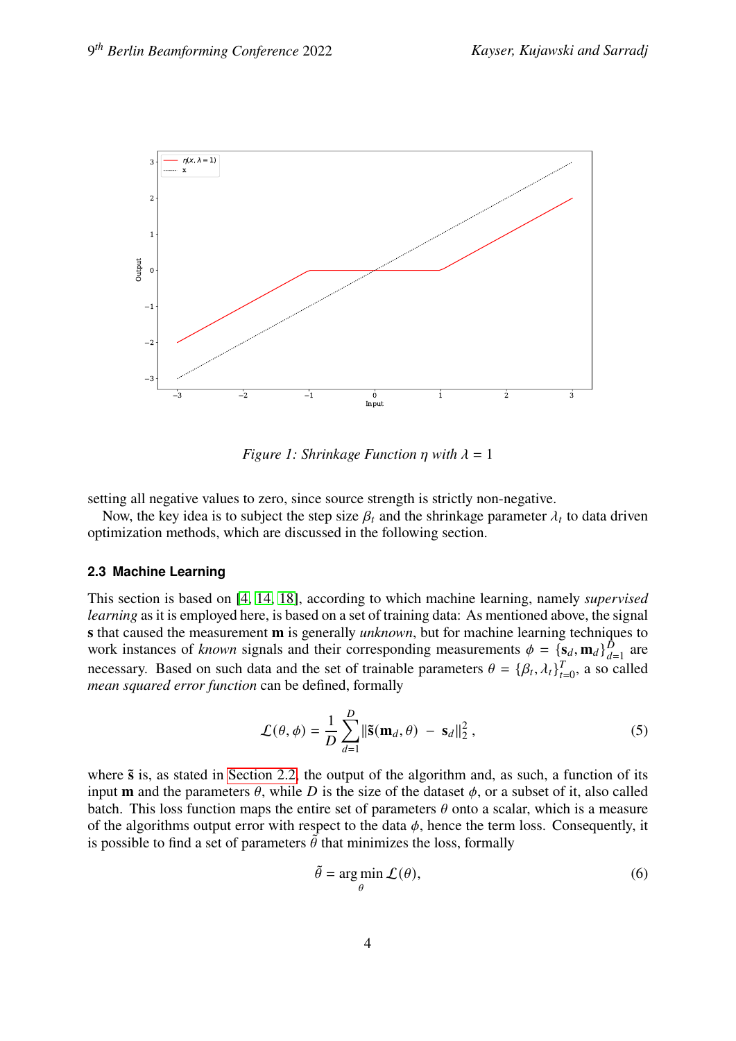Figure 1: Shrinkage Function $\eta$ with $\lambda = 1$

setting all negative values to zero, since source strength is strictly non-negative.

Now, the key idea is to subject the step size $\beta_t$ and the shrinkage parameter $\lambda_t$ to data driven optimization methods, which are discussed in the following section.

### 2.3 Machine Learning

This section is based on [4, 14, 18], according to which machine learning, namely *supervised learning* as it is employed here, is based on a set of training data: As mentioned above, the signal $\mathbf{s}$ that caused the measurement $\mathbf{m}$ is generally *unknown*, but for machine learning techniques to work instances of *known* signals and their corresponding measurements $\phi = \{\mathbf{s}_d, \mathbf{m}_d\}_{d=1}^{D}$ are necessary. Based on such data and the set of trainable parameters $\theta = \{\beta_t, \lambda_t\}_{t=0}^{T}$, a so called *mean squared error function* can be defined, formally

$$\mathcal{L}(\theta, \phi) = \frac{1}{D} \sum_{d=1}^{D} \|\tilde{\mathbf{s}}(\mathbf{m}_d, \theta) - \mathbf{s}_d\|_2^2 \,, \tag{5}$$

where $\tilde{\mathbf{s}}$ is, as stated in Section 2.2, the output of the algorithm and, as such, a function of its input $\mathbf{m}$ and the parameters $\theta$, while $D$ is the size of the dataset $\phi$, or a subset of it, also called batch. This loss function maps the entire set of parameters $\theta$ onto a scalar, which is a measure of the algorithms output error with respect to the data $\phi$, hence the term loss. Consequently, it is possible to find a set of parameters $\tilde{\theta}$ that minimizes the loss, formally

$$\tilde{\theta} = \arg\min_{\theta} \mathcal{L}(\theta), \tag{6}$$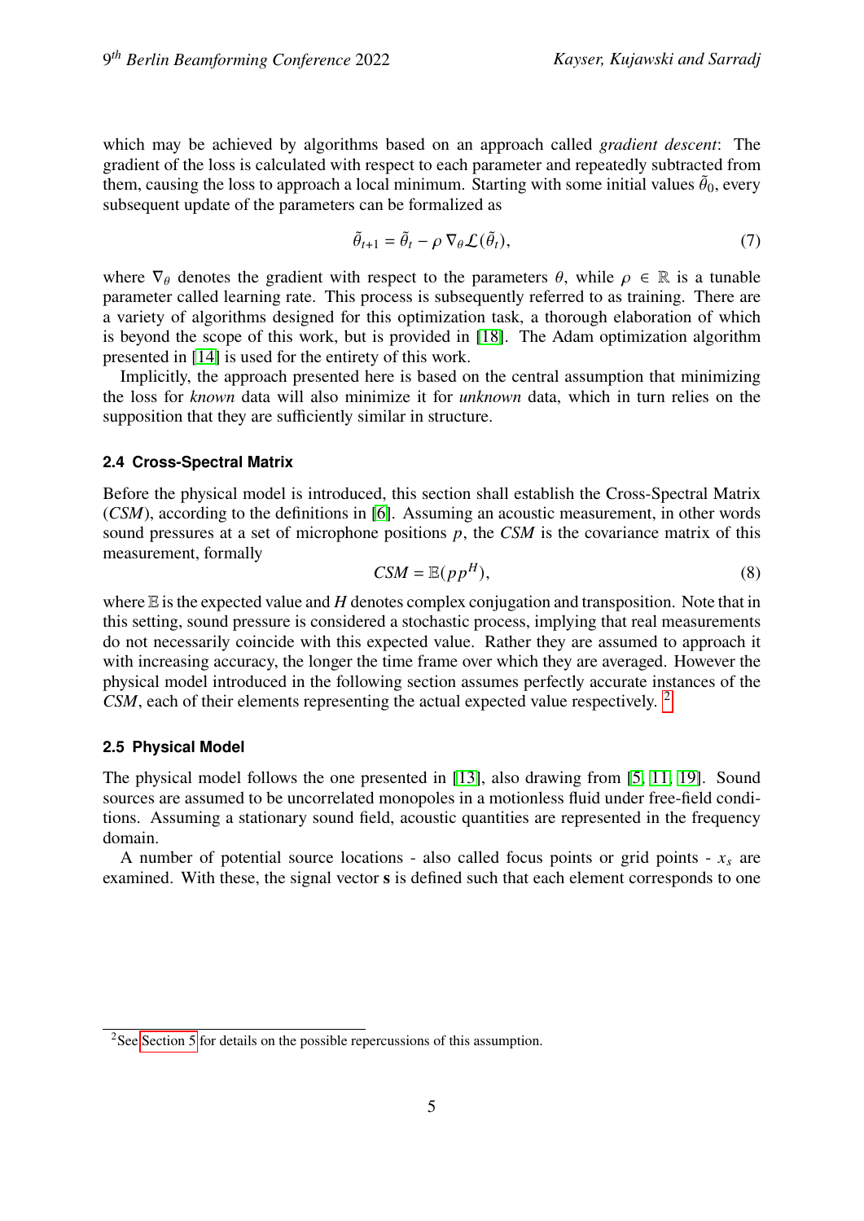which may be achieved by algorithms based on an approach called *gradient descent*: The gradient of the loss is calculated with respect to each parameter and repeatedly subtracted from them, causing the loss to approach a local minimum. Starting with some initial values $\tilde{\theta}_0$, every subsequent update of the parameters can be formalized as

$$\tilde{\theta}_{t+1} = \tilde{\theta}_t - \rho \, \nabla_\theta \mathcal{L}(\tilde{\theta}_t), \tag{7}$$

where $\nabla_\theta$ denotes the gradient with respect to the parameters $\theta$, while $\rho \in \mathbb{R}$ is a tunable parameter called learning rate. This process is subsequently referred to as training. There are a variety of algorithms designed for this optimization task, a thorough elaboration of which is beyond the scope of this work, but is provided in [18]. The Adam optimization algorithm presented in [14] is used for the entirety of this work.

Implicitly, the approach presented here is based on the central assumption that minimizing the loss for *known* data will also minimize it for *unknown* data, which in turn relies on the supposition that they are sufficiently similar in structure.

### 2.4 Cross-Spectral Matrix

Before the physical model is introduced, this section shall establish the Cross-Spectral Matrix (*CSM*), according to the definitions in [6]. Assuming an acoustic measurement, in other words sound pressures at a set of microphone positions $p$, the *CSM* is the covariance matrix of this measurement, formally

$$CSM = \mathbb{E}(pp^H), \tag{8}$$

where $\mathbb{E}$ is the expected value and $H$ denotes complex conjugation and transposition. Note that in this setting, sound pressure is considered a stochastic process, implying that real measurements do not necessarily coincide with this expected value. Rather they are assumed to approach it with increasing accuracy, the longer the time frame over which they are averaged. However the physical model introduced in the following section assumes perfectly accurate instances of the *CSM*, each of their elements representing the actual expected value respectively. [2]

### 2.5 Physical Model

The physical model follows the one presented in [13], also drawing from [5, 11, 19]. Sound sources are assumed to be uncorrelated monopoles in a motionless fluid under free-field conditions. Assuming a stationary sound field, acoustic quantities are represented in the frequency domain.

A number of potential source locations - also called focus points or grid points - $x_s$ are examined. With these, the signal vector **s** is defined such that each element corresponds to one

[2] See Section 5 for details on the possible repercussions of this assumption.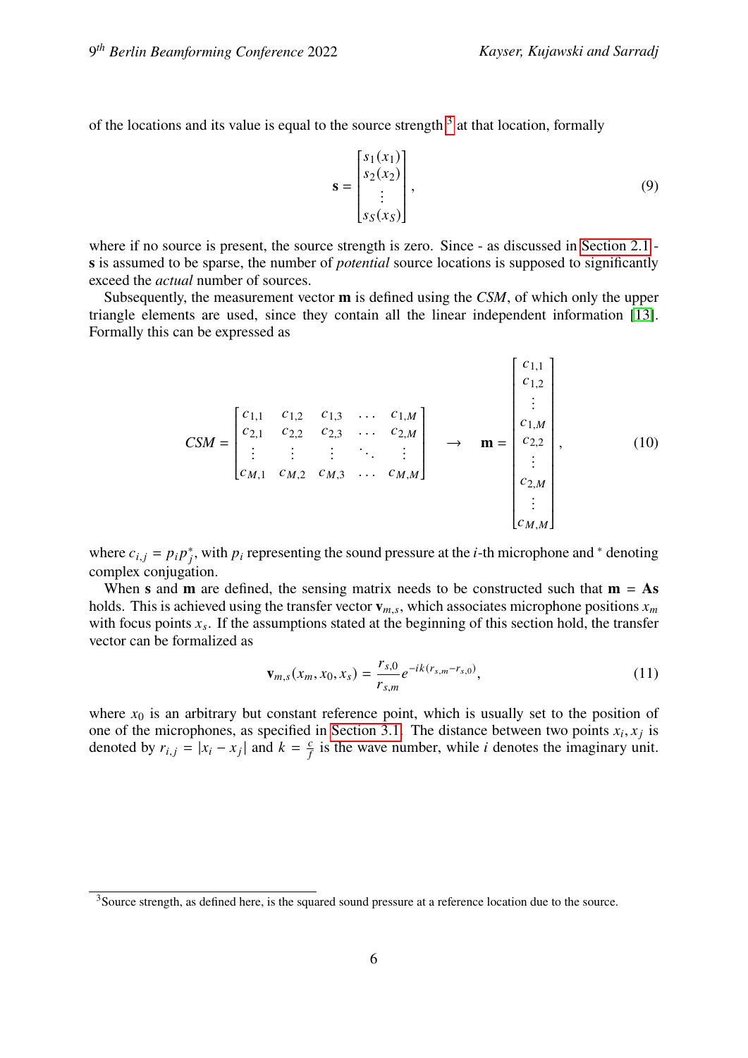of the locations and its value is equal to the source strength [3] at that location, formally

$$\mathbf{s} = \begin{bmatrix} s_1(x_1) \\ s_2(x_2) \\ \vdots \\ s_S(x_S) \end{bmatrix}, \tag{9}$$

where if no source is present, the source strength is zero. Since - as discussed in Section 2.1 - $\mathbf{s}$ is assumed to be sparse, the number of *potential* source locations is supposed to significantly exceed the *actual* number of sources.

Subsequently, the measurement vector $\mathbf{m}$ is defined using the *CSM*, of which only the upper triangle elements are used, since they contain all the linear independent information [13]. Formally this can be expressed as

$$CSM = \begin{bmatrix} c_{1,1} & c_{1,2} & c_{1,3} & \dots & c_{1,M} \\ c_{2,1} & c_{2,2} & c_{2,3} & \dots & c_{2,M} \\ \vdots & \vdots & \vdots & \ddots & \vdots \\ c_{M,1} & c_{M,2} & c_{M,3} & \dots & c_{M,M} \end{bmatrix} \quad \rightarrow \quad \mathbf{m} = \begin{bmatrix} c_{1,1} \\ c_{1,2} \\ \vdots \\ c_{1,M} \\ c_{2,2} \\ \vdots \\ c_{2,M} \\ \vdots \\ c_{M,M} \end{bmatrix}, \tag{10}$$

where $c_{i,j} = p_i p_j^*$, with $p_i$ representing the sound pressure at the $i$-th microphone and $^*$ denoting complex conjugation.

When $\mathbf{s}$ and $\mathbf{m}$ are defined, the sensing matrix needs to be constructed such that $\mathbf{m} = \mathbf{A}\mathbf{s}$ holds. This is achieved using the transfer vector $\mathbf{v}_{m,s}$, which associates microphone positions $x_m$ with focus points $x_s$. If the assumptions stated at the beginning of this section hold, the transfer vector can be formalized as

$$\mathbf{v}_{m,s}(x_m, x_0, x_s) = \frac{r_{s,0}}{r_{s,m}} e^{-ik(r_{s,m} - r_{s,0})}, \tag{11}$$

where $x_0$ is an arbitrary but constant reference point, which is usually set to the position of one of the microphones, as specified in Section 3.1. The distance between two points $x_i, x_j$ is denoted by $r_{i,j} = |x_i - x_j|$ and $k = \frac{c}{f}$ is the wave number, while $i$ denotes the imaginary unit.

[3] Source strength, as defined here, is the squared sound pressure at a reference location due to the source.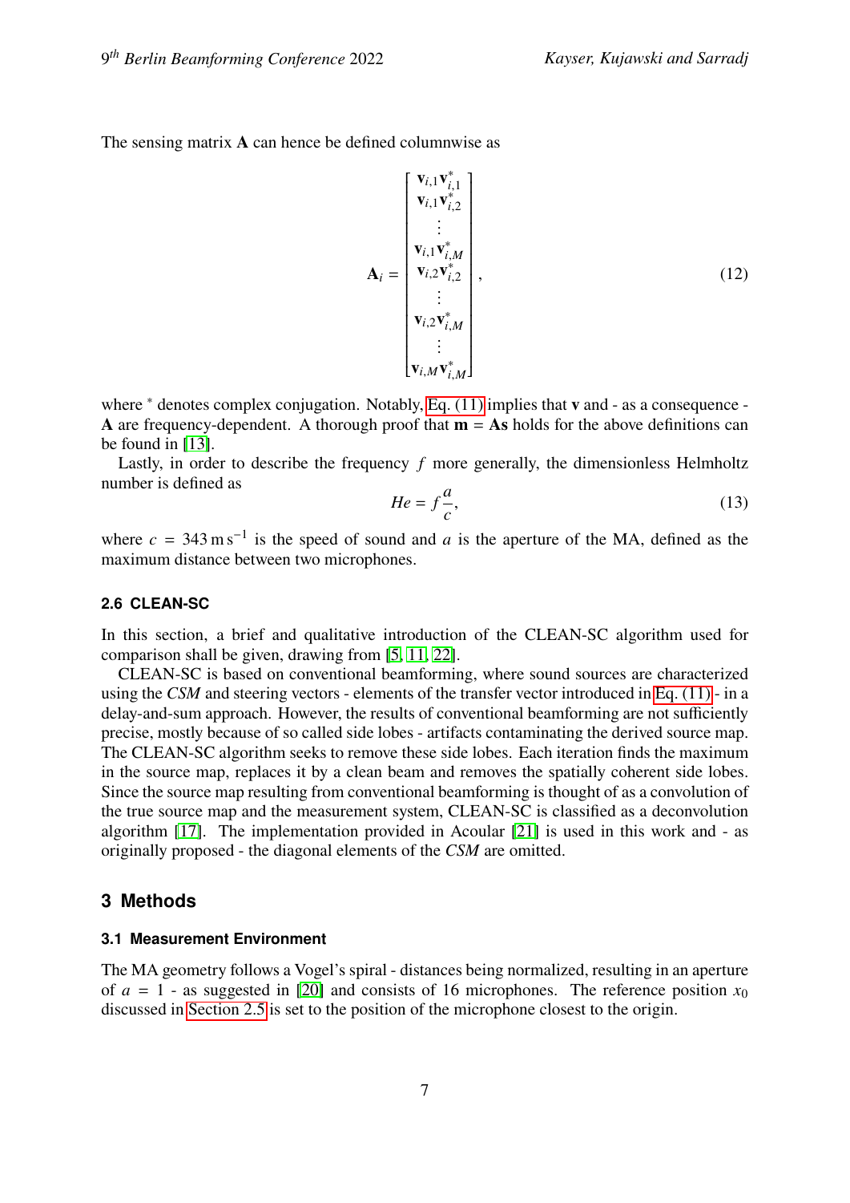The sensing matrix $\mathbf{A}$ can hence be defined columnwise as

$$\mathbf{A}_i = \begin{bmatrix} \mathbf{v}_{i,1}\mathbf{v}_{i,1}^* \\ \mathbf{v}_{i,1}\mathbf{v}_{i,2}^* \\ \vdots \\ \mathbf{v}_{i,1}\mathbf{v}_{i,M}^* \\ \mathbf{v}_{i,2}\mathbf{v}_{i,2}^* \\ \vdots \\ \mathbf{v}_{i,2}\mathbf{v}_{i,M}^* \\ \vdots \\ \mathbf{v}_{i,M}\mathbf{v}_{i,M}^* \end{bmatrix}, \tag{12}$$

where $^*$ denotes complex conjugation. Notably, Eq. (11) implies that $\mathbf{v}$ and - as a consequence - $\mathbf{A}$ are frequency-dependent. A thorough proof that $\mathbf{m} = \mathbf{A}\mathbf{s}$ holds for the above definitions can be found in [13].

Lastly, in order to describe the frequency $f$ more generally, the dimensionless Helmholtz number is defined as

$$He = f\frac{a}{c}, \tag{13}$$

where $c = 343\,\mathrm{m\,s^{-1}}$ is the speed of sound and $a$ is the aperture of the MA, defined as the maximum distance between two microphones.

### 2.6 CLEAN-SC

In this section, a brief and qualitative introduction of the CLEAN-SC algorithm used for comparison shall be given, drawing from [5, 11, 22].

CLEAN-SC is based on conventional beamforming, where sound sources are characterized using the *CSM* and steering vectors - elements of the transfer vector introduced in Eq. (11) - in a delay-and-sum approach. However, the results of conventional beamforming are not sufficiently precise, mostly because of so called side lobes - artifacts contaminating the derived source map. The CLEAN-SC algorithm seeks to remove these side lobes. Each iteration finds the maximum in the source map, replaces it by a clean beam and removes the spatially coherent side lobes. Since the source map resulting from conventional beamforming is thought of as a convolution of the true source map and the measurement system, CLEAN-SC is classified as a deconvolution algorithm [17]. The implementation provided in Acoular [21] is used in this work and - as originally proposed - the diagonal elements of the *CSM* are omitted.

## 3 Methods

### 3.1 Measurement Environment

The MA geometry follows a Vogel's spiral - distances being normalized, resulting in an aperture of $a = 1$ - as suggested in [20] and consists of 16 microphones. The reference position $x_0$ discussed in Section 2.5 is set to the position of the microphone closest to the origin.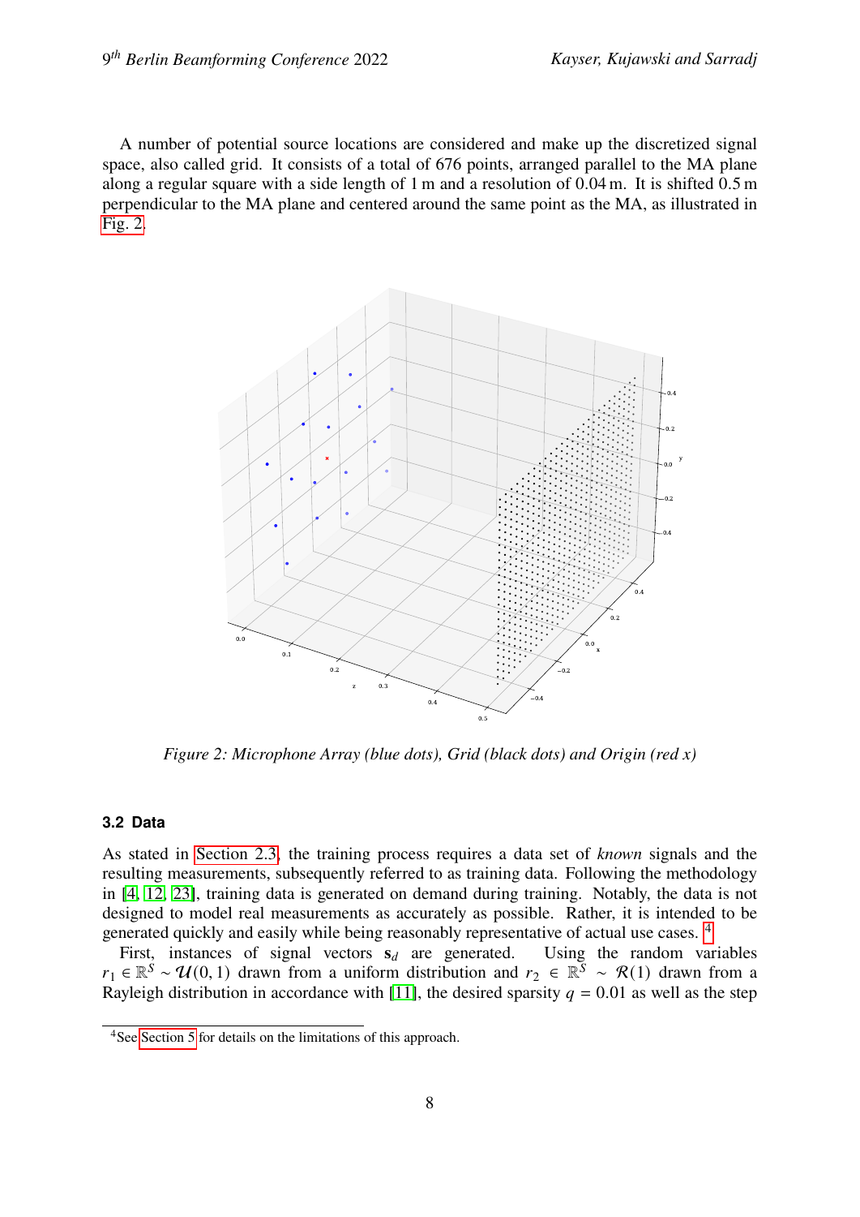A number of potential source locations are considered and make up the discretized signal space, also called grid. It consists of a total of 676 points, arranged parallel to the MA plane along a regular square with a side length of 1 m and a resolution of 0.04 m. It is shifted 0.5 m perpendicular to the MA plane and centered around the same point as the MA, as illustrated in Fig. 2.

*Figure 2: Microphone Array (blue dots), Grid (black dots) and Origin (red x)*

### 3.2 Data

As stated in Section 2.3, the training process requires a data set of *known* signals and the resulting measurements, subsequently referred to as training data. Following the methodology in [4, 12, 23], training data is generated on demand during training. Notably, the data is not designed to model real measurements as accurately as possible. Rather, it is intended to be generated quickly and easily while being reasonably representative of actual use cases. [4]

First, instances of signal vectors $\mathbf{s}_d$ are generated. Using the random variables $r_1 \in \mathbb{R}^S \sim \mathcal{U}(0,1)$ drawn from a uniform distribution and $r_2 \in \mathbb{R}^S \sim \mathcal{R}(1)$ drawn from a Rayleigh distribution in accordance with [11], the desired sparsity $q = 0.01$ as well as the step

[4]See Section 5 for details on the limitations of this approach.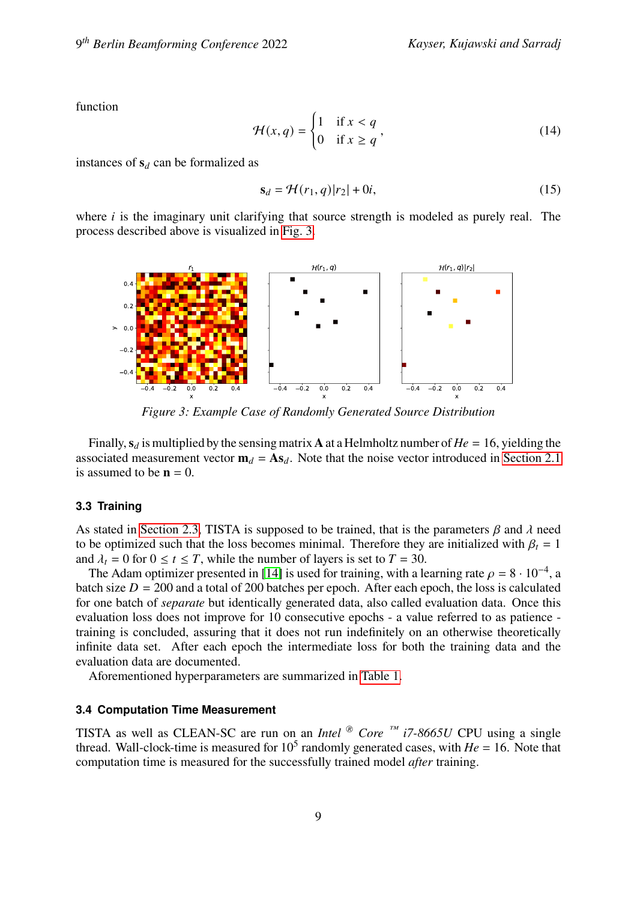function

$$\mathcal{H}(x,q) = \begin{cases} 1 & \text{if } x < q \\ 0 & \text{if } x \geq q \end{cases}, \tag{14}$$

instances of $\mathbf{s}_d$ can be formalized as

$$\mathbf{s}_d = \mathcal{H}(r_1, q)|r_2| + 0i, \tag{15}$$

where $i$ is the imaginary unit clarifying that source strength is modeled as purely real. The process described above is visualized in Fig. 3.

*Figure 3: Example Case of Randomly Generated Source Distribution*

Finally, $\mathbf{s}_d$ is multiplied by the sensing matrix $\mathbf{A}$ at a Helmholtz number of $He = 16$, yielding the associated measurement vector $\mathbf{m}_d = \mathbf{A}\mathbf{s}_d$. Note that the noise vector introduced in Section 2.1 is assumed to be $\mathbf{n} = 0$.

### 3.3 Training

As stated in Section 2.3, TISTA is supposed to be trained, that is the parameters $\beta$ and $\lambda$ need to be optimized such that the loss becomes minimal. Therefore they are initialized with $\beta_t = 1$ and $\lambda_t = 0$ for $0 \leq t \leq T$, while the number of layers is set to $T = 30$.

The Adam optimizer presented in [14] is used for training, with a learning rate $\rho = 8 \cdot 10^{-4}$, a batch size $D = 200$ and a total of 200 batches per epoch. After each epoch, the loss is calculated for one batch of *separate* but identically generated data, also called evaluation data. Once this evaluation loss does not improve for 10 consecutive epochs - a value referred to as patience - training is concluded, assuring that it does not run indefinitely on an otherwise theoretically infinite data set. After each epoch the intermediate loss for both the training data and the evaluation data are documented.

Aforementioned hyperparameters are summarized in Table 1.

### 3.4 Computation Time Measurement

TISTA as well as CLEAN-SC are run on an *Intel ® Core ™ i7-8665U* CPU using a single thread. Wall-clock-time is measured for $10^5$ randomly generated cases, with $He = 16$. Note that computation time is measured for the successfully trained model *after* training.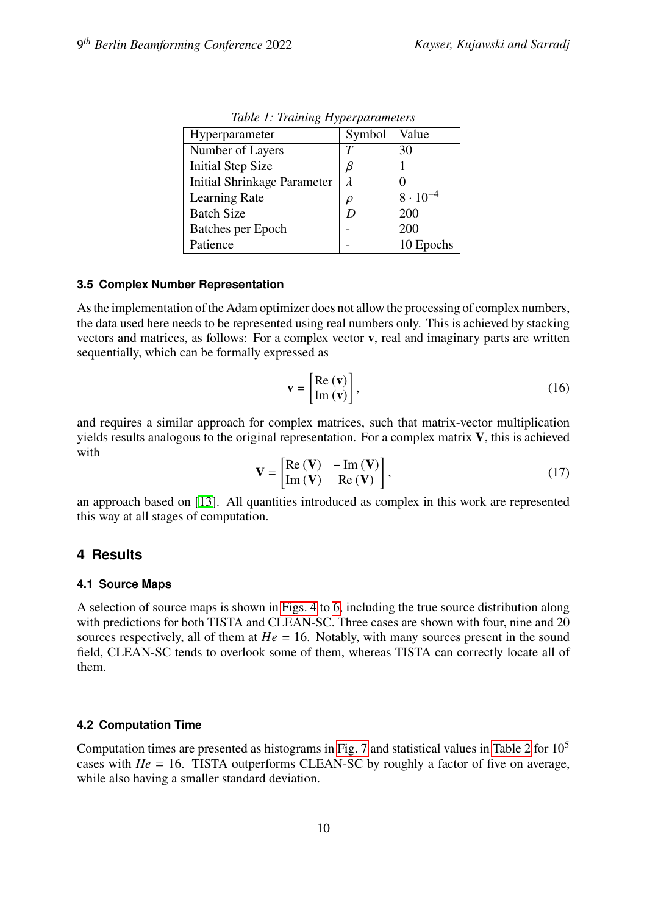*Table 1: Training Hyperparameters*

| Hyperparameter | Symbol | Value |
|---|---|---|
| Number of Layers | $T$ | 30 |
| Initial Step Size | $\beta$ | 1 |
| Initial Shrinkage Parameter | $\lambda$ | 0 |
| Learning Rate | $\rho$ | $8 \cdot 10^{-4}$ |
| Batch Size | $D$ | 200 |
| Batches per Epoch | - | 200 |
| Patience | - | 10 Epochs |

### 3.5 Complex Number Representation

As the implementation of the Adam optimizer does not allow the processing of complex numbers, the data used here needs to be represented using real numbers only. This is achieved by stacking vectors and matrices, as follows: For a complex vector $\mathbf{v}$, real and imaginary parts are written sequentially, which can be formally expressed as

$$\mathbf{v} = \begin{bmatrix} \mathrm{Re}\,(\mathbf{v}) \\ \mathrm{Im}\,(\mathbf{v}) \end{bmatrix}, \tag{16}$$

and requires a similar approach for complex matrices, such that matrix-vector multiplication yields results analogous to the original representation. For a complex matrix $\mathbf{V}$, this is achieved with

$$\mathbf{V} = \begin{bmatrix} \mathrm{Re}\,(\mathbf{V}) & -\mathrm{Im}\,(\mathbf{V}) \\ \mathrm{Im}\,(\mathbf{V}) & \mathrm{Re}\,(\mathbf{V}) \end{bmatrix}, \tag{17}$$

an approach based on [13]. All quantities introduced as complex in this work are represented this way at all stages of computation.

## 4 Results

### 4.1 Source Maps

A selection of source maps is shown in Figs. 4 to 6, including the true source distribution along with predictions for both TISTA and CLEAN-SC. Three cases are shown with four, nine and 20 sources respectively, all of them at $He = 16$. Notably, with many sources present in the sound field, CLEAN-SC tends to overlook some of them, whereas TISTA can correctly locate all of them.

### 4.2 Computation Time

Computation times are presented as histograms in Fig. 7 and statistical values in Table 2 for $10^5$ cases with $He = 16$. TISTA outperforms CLEAN-SC by roughly a factor of five on average, while also having a smaller standard deviation.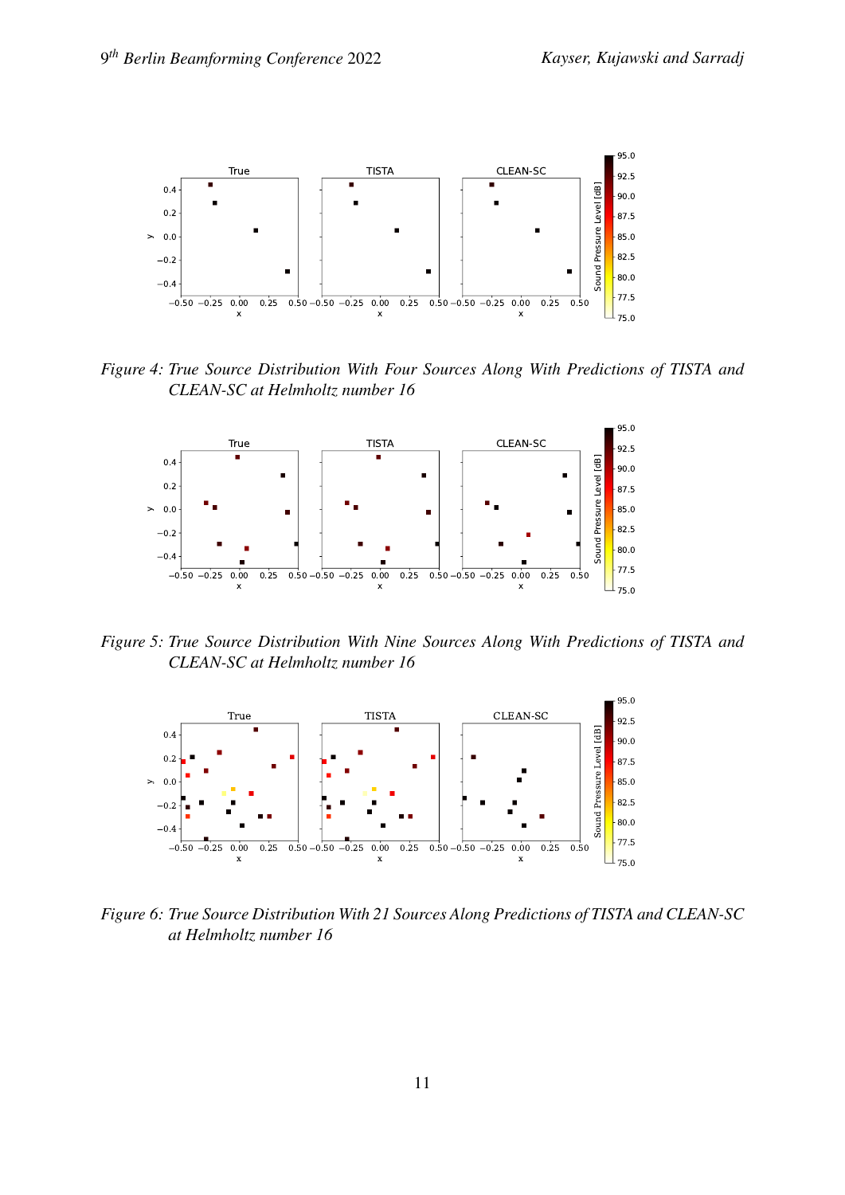*Figure 4: True Source Distribution With Four Sources Along With Predictions of TISTA and CLEAN-SC at Helmholtz number 16*

*Figure 5: True Source Distribution With Nine Sources Along With Predictions of TISTA and CLEAN-SC at Helmholtz number 16*

*Figure 6: True Source Distribution With 21 Sources Along Predictions of TISTA and CLEAN-SC at Helmholtz number 16*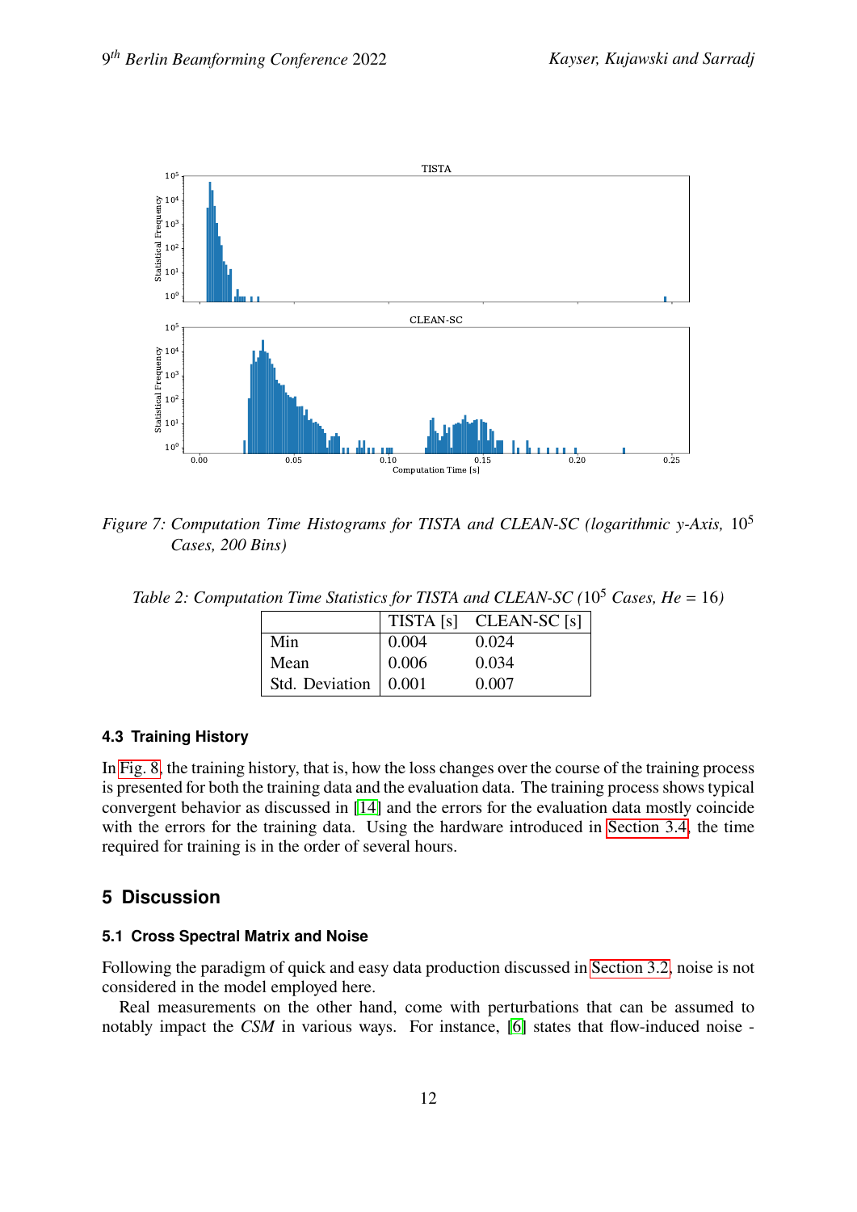Figure 7: Computation Time Histograms for TISTA and CLEAN-SC (logarithmic y-Axis, $10^5$ Cases, 200 Bins)

Table 2: Computation Time Statistics for TISTA and CLEAN-SC ($10^5$ Cases, $He = 16$)

| | TISTA [s] | CLEAN-SC [s] |
|---|---|---|
| Min | 0.004 | 0.024 |
| Mean | 0.006 | 0.034 |
| Std. Deviation | 0.001 | 0.007 |

### 4.3 Training History

In Fig. 8, the training history, that is, how the loss changes over the course of the training process is presented for both the training data and the evaluation data. The training process shows typical convergent behavior as discussed in [14] and the errors for the evaluation data mostly coincide with the errors for the training data. Using the hardware introduced in Section 3.4, the time required for training is in the order of several hours.

## 5 Discussion

### 5.1 Cross Spectral Matrix and Noise

Following the paradigm of quick and easy data production discussed in Section 3.2, noise is not considered in the model employed here.

Real measurements on the other hand, come with perturbations that can be assumed to notably impact the *CSM* in various ways. For instance, [6] states that flow-induced noise -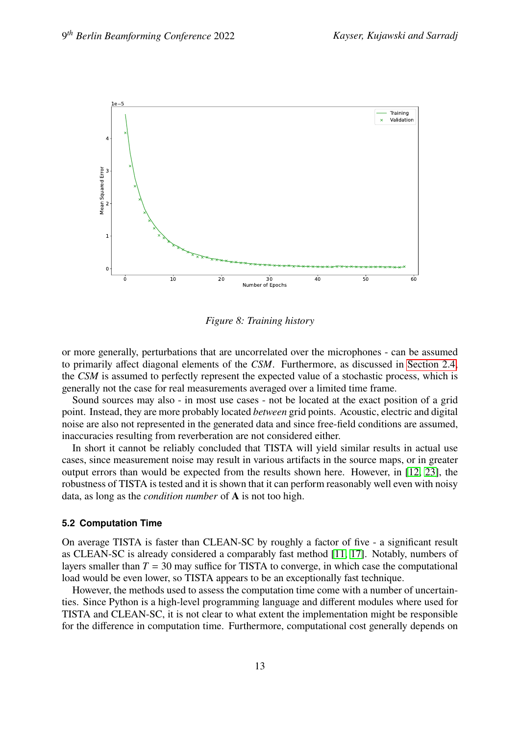Figure 8: Training history

or more generally, perturbations that are uncorrelated over the microphones - can be assumed to primarily affect diagonal elements of the *CSM*. Furthermore, as discussed in Section 2.4, the *CSM* is assumed to perfectly represent the expected value of a stochastic process, which is generally not the case for real measurements averaged over a limited time frame.

Sound sources may also - in most use cases - not be located at the exact position of a grid point. Instead, they are more probably located *between* grid points. Acoustic, electric and digital noise are also not represented in the generated data and since free-field conditions are assumed, inaccuracies resulting from reverberation are not considered either.

In short it cannot be reliably concluded that TISTA will yield similar results in actual use cases, since measurement noise may result in various artifacts in the source maps, or in greater output errors than would be expected from the results shown here. However, in [12, 23], the robustness of TISTA is tested and it is shown that it can perform reasonably well even with noisy data, as long as the *condition number* of $\mathbf{A}$ is not too high.

### 5.2 Computation Time

On average TISTA is faster than CLEAN-SC by roughly a factor of five - a significant result as CLEAN-SC is already considered a comparably fast method [11, 17]. Notably, numbers of layers smaller than $T = 30$ may suffice for TISTA to converge, in which case the computational load would be even lower, so TISTA appears to be an exceptionally fast technique.

However, the methods used to assess the computation time come with a number of uncertainties. Since Python is a high-level programming language and different modules where used for TISTA and CLEAN-SC, it is not clear to what extent the implementation might be responsible for the difference in computation time. Furthermore, computational cost generally depends on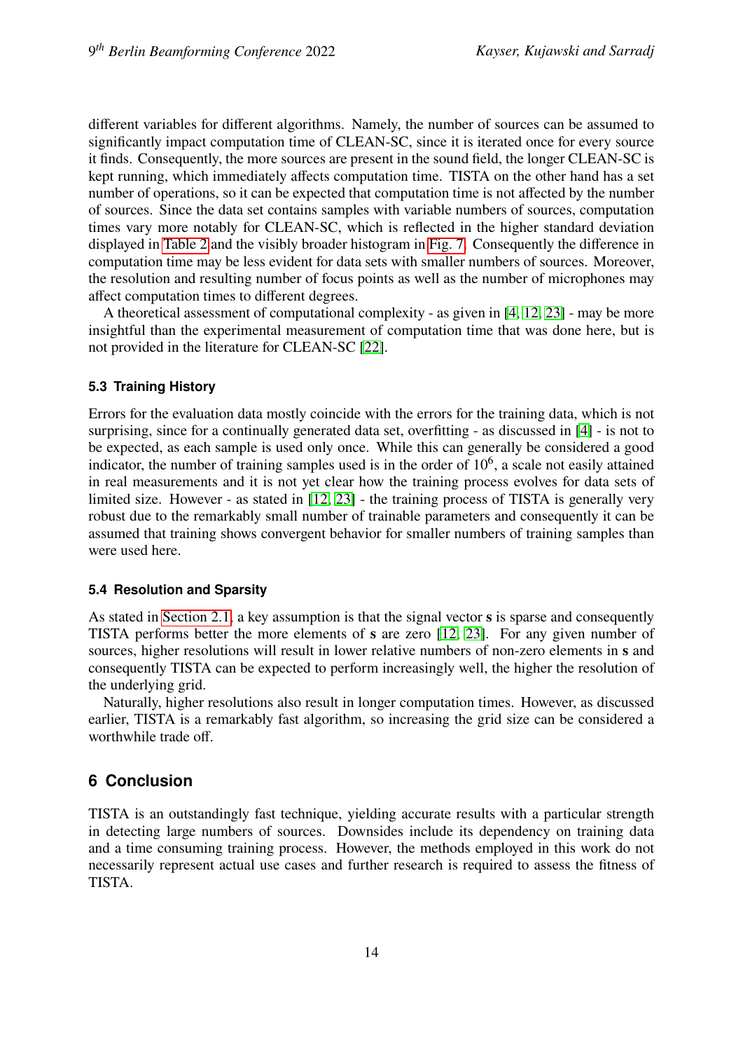different variables for different algorithms. Namely, the number of sources can be assumed to significantly impact computation time of CLEAN-SC, since it is iterated once for every source it finds. Consequently, the more sources are present in the sound field, the longer CLEAN-SC is kept running, which immediately affects computation time. TISTA on the other hand has a set number of operations, so it can be expected that computation time is not affected by the number of sources. Since the data set contains samples with variable numbers of sources, computation times vary more notably for CLEAN-SC, which is reflected in the higher standard deviation displayed in Table 2 and the visibly broader histogram in Fig. 7. Consequently the difference in computation time may be less evident for data sets with smaller numbers of sources. Moreover, the resolution and resulting number of focus points as well as the number of microphones may affect computation times to different degrees.

A theoretical assessment of computational complexity - as given in [4, 12, 23] - may be more insightful than the experimental measurement of computation time that was done here, but is not provided in the literature for CLEAN-SC [22].

### 5.3 Training History

Errors for the evaluation data mostly coincide with the errors for the training data, which is not surprising, since for a continually generated data set, overfitting - as discussed in [4] - is not to be expected, as each sample is used only once. While this can generally be considered a good indicator, the number of training samples used is in the order of $10^6$, a scale not easily attained in real measurements and it is not yet clear how the training process evolves for data sets of limited size. However - as stated in [12, 23] - the training process of TISTA is generally very robust due to the remarkably small number of trainable parameters and consequently it can be assumed that training shows convergent behavior for smaller numbers of training samples than were used here.

### 5.4 Resolution and Sparsity

As stated in Section 2.1, a key assumption is that the signal vector $\mathbf{s}$ is sparse and consequently TISTA performs better the more elements of $\mathbf{s}$ are zero [12, 23]. For any given number of sources, higher resolutions will result in lower relative numbers of non-zero elements in $\mathbf{s}$ and consequently TISTA can be expected to perform increasingly well, the higher the resolution of the underlying grid.

Naturally, higher resolutions also result in longer computation times. However, as discussed earlier, TISTA is a remarkably fast algorithm, so increasing the grid size can be considered a worthwhile trade off.

## 6 Conclusion

TISTA is an outstandingly fast technique, yielding accurate results with a particular strength in detecting large numbers of sources. Downsides include its dependency on training data and a time consuming training process. However, the methods employed in this work do not necessarily represent actual use cases and further research is required to assess the fitness of TISTA.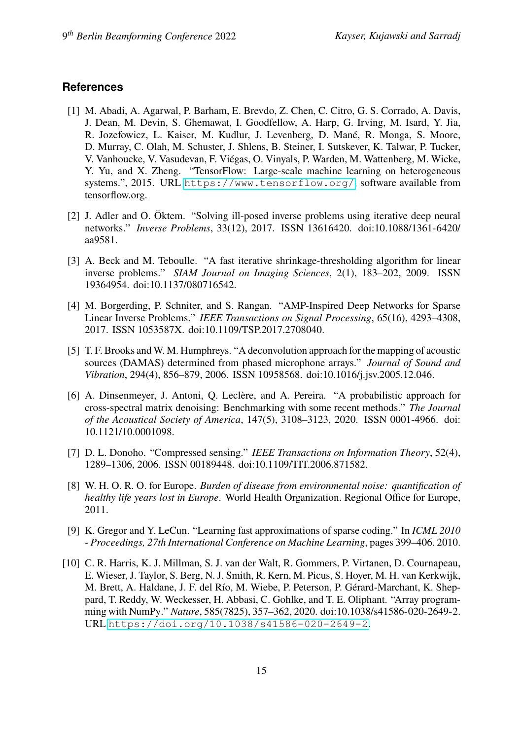## References

[1] M. Abadi, A. Agarwal, P. Barham, E. Brevdo, Z. Chen, C. Citro, G. S. Corrado, A. Davis, J. Dean, M. Devin, S. Ghemawat, I. Goodfellow, A. Harp, G. Irving, M. Isard, Y. Jia, R. Jozefowicz, L. Kaiser, M. Kudlur, J. Levenberg, D. Mané, R. Monga, S. Moore, D. Murray, C. Olah, M. Schuster, J. Shlens, B. Steiner, I. Sutskever, K. Talwar, P. Tucker, V. Vanhoucke, V. Vasudevan, F. Viégas, O. Vinyals, P. Warden, M. Wattenberg, M. Wicke, Y. Yu, and X. Zheng. "TensorFlow: Large-scale machine learning on heterogeneous systems.", 2015. URL https://www.tensorflow.org/, software available from tensorflow.org.

[2] J. Adler and O. Öktem. "Solving ill-posed inverse problems using iterative deep neural networks." *Inverse Problems*, 33(12), 2017. ISSN 13616420. doi:10.1088/1361-6420/aa9581.

[3] A. Beck and M. Teboulle. "A fast iterative shrinkage-thresholding algorithm for linear inverse problems." *SIAM Journal on Imaging Sciences*, 2(1), 183–202, 2009. ISSN 19364954. doi:10.1137/080716542.

[4] M. Borgerding, P. Schniter, and S. Rangan. "AMP-Inspired Deep Networks for Sparse Linear Inverse Problems." *IEEE Transactions on Signal Processing*, 65(16), 4293–4308, 2017. ISSN 1053587X. doi:10.1109/TSP.2017.2708040.

[5] T. F. Brooks and W. M. Humphreys. "A deconvolution approach for the mapping of acoustic sources (DAMAS) determined from phased microphone arrays." *Journal of Sound and Vibration*, 294(4), 856–879, 2006. ISSN 10958568. doi:10.1016/j.jsv.2005.12.046.

[6] A. Dinsenmeyer, J. Antoni, Q. Leclère, and A. Pereira. "A probabilistic approach for cross-spectral matrix denoising: Benchmarking with some recent methods." *The Journal of the Acoustical Society of America*, 147(5), 3108–3123, 2020. ISSN 0001-4966. doi:10.1121/10.0001098.

[7] D. L. Donoho. "Compressed sensing." *IEEE Transactions on Information Theory*, 52(4), 1289–1306, 2006. ISSN 00189448. doi:10.1109/TIT.2006.871582.

[8] W. H. O. R. O. for Europe. *Burden of disease from environmental noise: quantification of healthy life years lost in Europe*. World Health Organization. Regional Office for Europe, 2011.

[9] K. Gregor and Y. LeCun. "Learning fast approximations of sparse coding." In *ICML 2010 - Proceedings, 27th International Conference on Machine Learning*, pages 399–406. 2010.

[10] C. R. Harris, K. J. Millman, S. J. van der Walt, R. Gommers, P. Virtanen, D. Cournapeau, E. Wieser, J. Taylor, S. Berg, N. J. Smith, R. Kern, M. Picus, S. Hoyer, M. H. van Kerkwijk, M. Brett, A. Haldane, J. F. del Río, M. Wiebe, P. Peterson, P. Gérard-Marchant, K. Sheppard, T. Reddy, W. Weckesser, H. Abbasi, C. Gohlke, and T. E. Oliphant. "Array programming with NumPy." *Nature*, 585(7825), 357–362, 2020. doi:10.1038/s41586-020-2649-2. URL https://doi.org/10.1038/s41586-020-2649-2.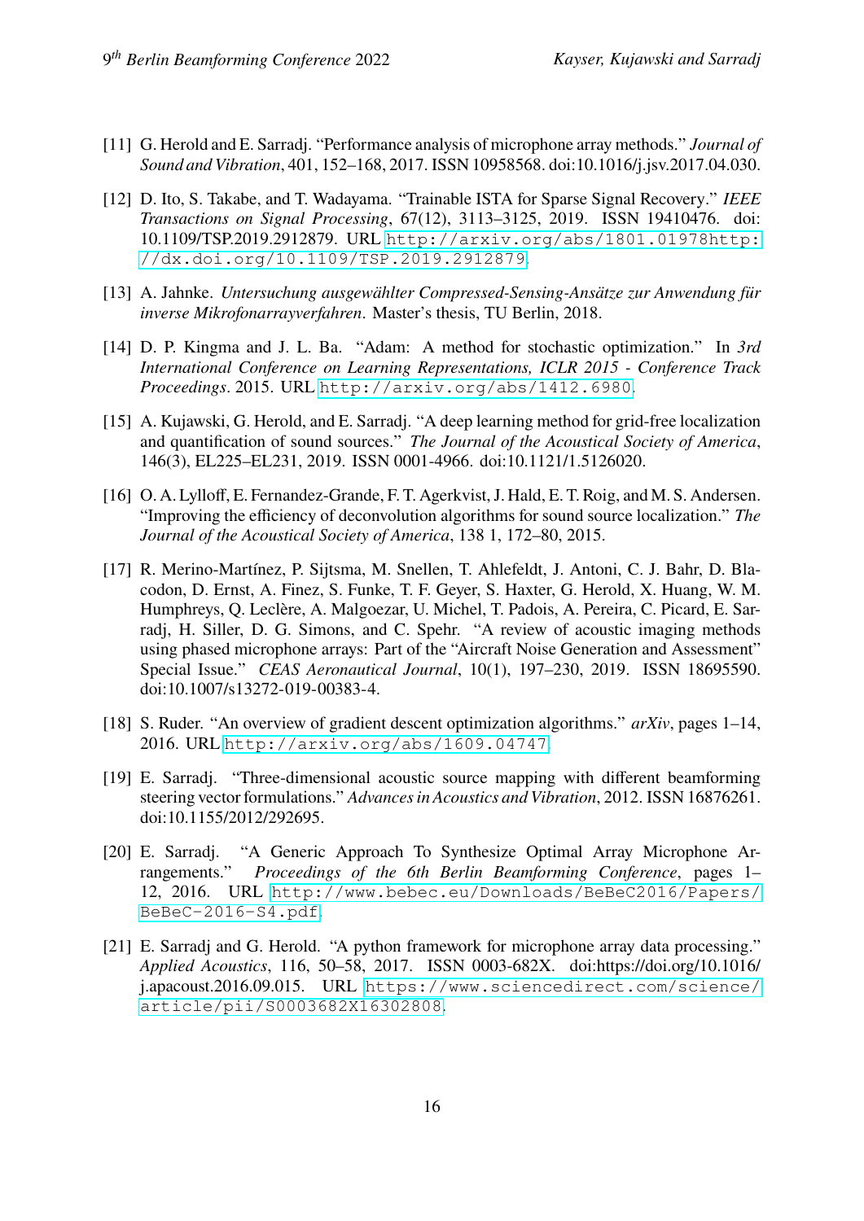[11] G. Herold and E. Sarradj. "Performance analysis of microphone array methods." *Journal of Sound and Vibration*, 401, 152–168, 2017. ISSN 10958568. doi:10.1016/j.jsv.2017.04.030.

[12] D. Ito, S. Takabe, and T. Wadayama. "Trainable ISTA for Sparse Signal Recovery." *IEEE Transactions on Signal Processing*, 67(12), 3113–3125, 2019. ISSN 19410476. doi: 10.1109/TSP.2019.2912879. URL http://arxiv.org/abs/1801.01978http://dx.doi.org/10.1109/TSP.2019.2912879.

[13] A. Jahnke. *Untersuchung ausgewählter Compressed-Sensing-Ansätze zur Anwendung für inverse Mikrofonarrayverfahren*. Master's thesis, TU Berlin, 2018.

[14] D. P. Kingma and J. L. Ba. "Adam: A method for stochastic optimization." In *3rd International Conference on Learning Representations, ICLR 2015 - Conference Track Proceedings*. 2015. URL http://arxiv.org/abs/1412.6980.

[15] A. Kujawski, G. Herold, and E. Sarradj. "A deep learning method for grid-free localization and quantification of sound sources." *The Journal of the Acoustical Society of America*, 146(3), EL225–EL231, 2019. ISSN 0001-4966. doi:10.1121/1.5126020.

[16] O. A. Lylloff, E. Fernandez-Grande, F. T. Agerkvist, J. Hald, E. T. Roig, and M. S. Andersen. "Improving the efficiency of deconvolution algorithms for sound source localization." *The Journal of the Acoustical Society of America*, 138 1, 172–80, 2015.

[17] R. Merino-Martínez, P. Sijtsma, M. Snellen, T. Ahlefeldt, J. Antoni, C. J. Bahr, D. Blacodon, D. Ernst, A. Finez, S. Funke, T. F. Geyer, S. Haxter, G. Herold, X. Huang, W. M. Humphreys, Q. Leclère, A. Malgoezar, U. Michel, T. Padois, A. Pereira, C. Picard, E. Sarradj, H. Siller, D. G. Simons, and C. Spehr. "A review of acoustic imaging methods using phased microphone arrays: Part of the "Aircraft Noise Generation and Assessment" Special Issue." *CEAS Aeronautical Journal*, 10(1), 197–230, 2019. ISSN 18695590. doi:10.1007/s13272-019-00383-4.

[18] S. Ruder. "An overview of gradient descent optimization algorithms." *arXiv*, pages 1–14, 2016. URL http://arxiv.org/abs/1609.04747.

[19] E. Sarradj. "Three-dimensional acoustic source mapping with different beamforming steering vector formulations." *Advances in Acoustics and Vibration*, 2012. ISSN 16876261. doi:10.1155/2012/292695.

[20] E. Sarradj. "A Generic Approach To Synthesize Optimal Array Microphone Arrangements." *Proceedings of the 6th Berlin Beamforming Conference*, pages 1–12, 2016. URL http://www.bebec.eu/Downloads/BeBeC2016/Papers/BeBeC-2016-S4.pdf.

[21] E. Sarradj and G. Herold. "A python framework for microphone array data processing." *Applied Acoustics*, 116, 50–58, 2017. ISSN 0003-682X. doi:https://doi.org/10.1016/j.apacoust.2016.09.015. URL https://www.sciencedirect.com/science/article/pii/S0003682X16302808.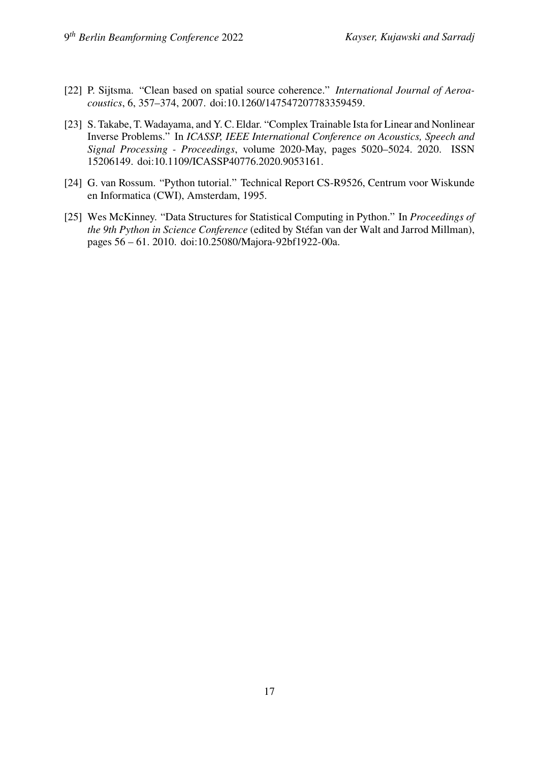[22] P. Sijtsma. "Clean based on spatial source coherence." *International Journal of Aeroacoustics*, 6, 357–374, 2007. doi:10.1260/147547207783359459.

[23] S. Takabe, T. Wadayama, and Y. C. Eldar. "Complex Trainable Ista for Linear and Nonlinear Inverse Problems." In *ICASSP, IEEE International Conference on Acoustics, Speech and Signal Processing - Proceedings*, volume 2020-May, pages 5020–5024. 2020. ISSN 15206149. doi:10.1109/ICASSP40776.2020.9053161.

[24] G. van Rossum. "Python tutorial." Technical Report CS-R9526, Centrum voor Wiskunde en Informatica (CWI), Amsterdam, 1995.

[25] Wes McKinney. "Data Structures for Statistical Computing in Python." In *Proceedings of the 9th Python in Science Conference* (edited by Stéfan van der Walt and Jarrod Millman), pages 56 – 61. 2010. doi:10.25080/Majora-92bf1922-00a.